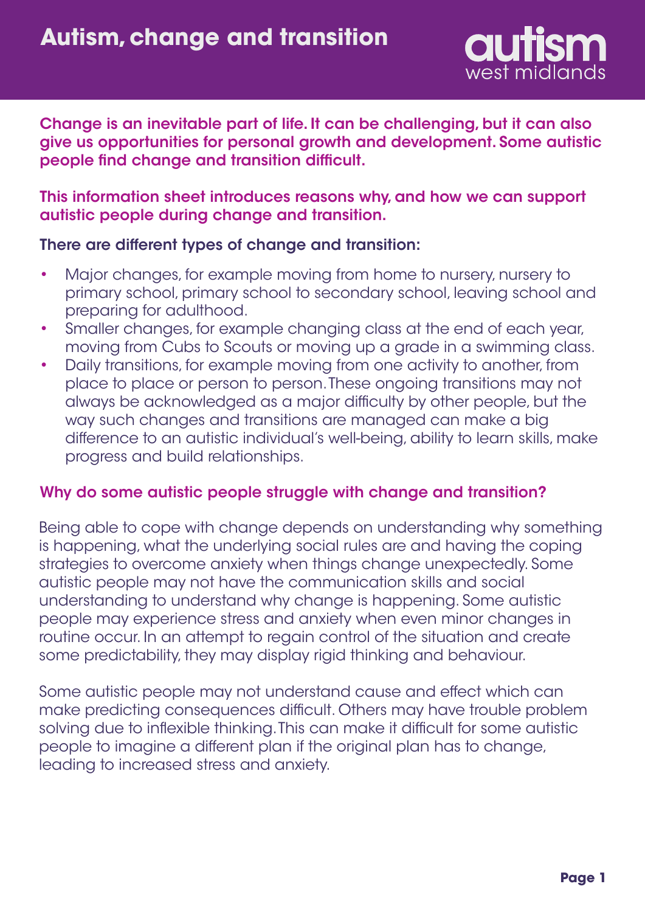# Autism, change and transition

**Change is an inevitable part of life. It can be challenging, but it can also give us opportunities for personal growth and development. Some autistic people find change and transition difficult.**

**This information sheet introduces reasons why, and how we can support autistic people during change and transition.**

**There are different types of change and transition:**

- Major changes, for example moving from home to nursery, nursery to primary school, primary school to secondary school, leaving school and preparing for adulthood.
- Smaller changes, for example changing class at the end of each year, moving from Cubs to Scouts or moving up a grade in a swimming class.
- Daily transitions, for example moving from one activity to another, from place to place or person to person. These ongoing transitions may not always be acknowledged as a major difficulty by other people, but the way such changes and transitions are managed can make a big difference to an autistic individual's well-being, ability to learn skills, make progress and build relationships.

## Why do some autistic people struggle with change and transition?

Being able to cope with change depends on understanding why something is happening, what the underlying social rules are and having the coping strategies to overcome anxiety when things change unexpectedly. Some autistic people may not have the communication skills and social understanding to understand why change is happening. Some autistic people may experience stress and anxiety when even minor changes in routine occur. In an attempt to regain control of the situation and create some predictability, they may display rigid thinking and behaviour.

Some autistic people may not understand cause and effect which can make predicting consequences difficult. Others may have trouble problem solving due to inflexible thinking. This can make it difficult for some autistic people to imagine a different plan if the original plan has to change, leading to increased stress and anxiety.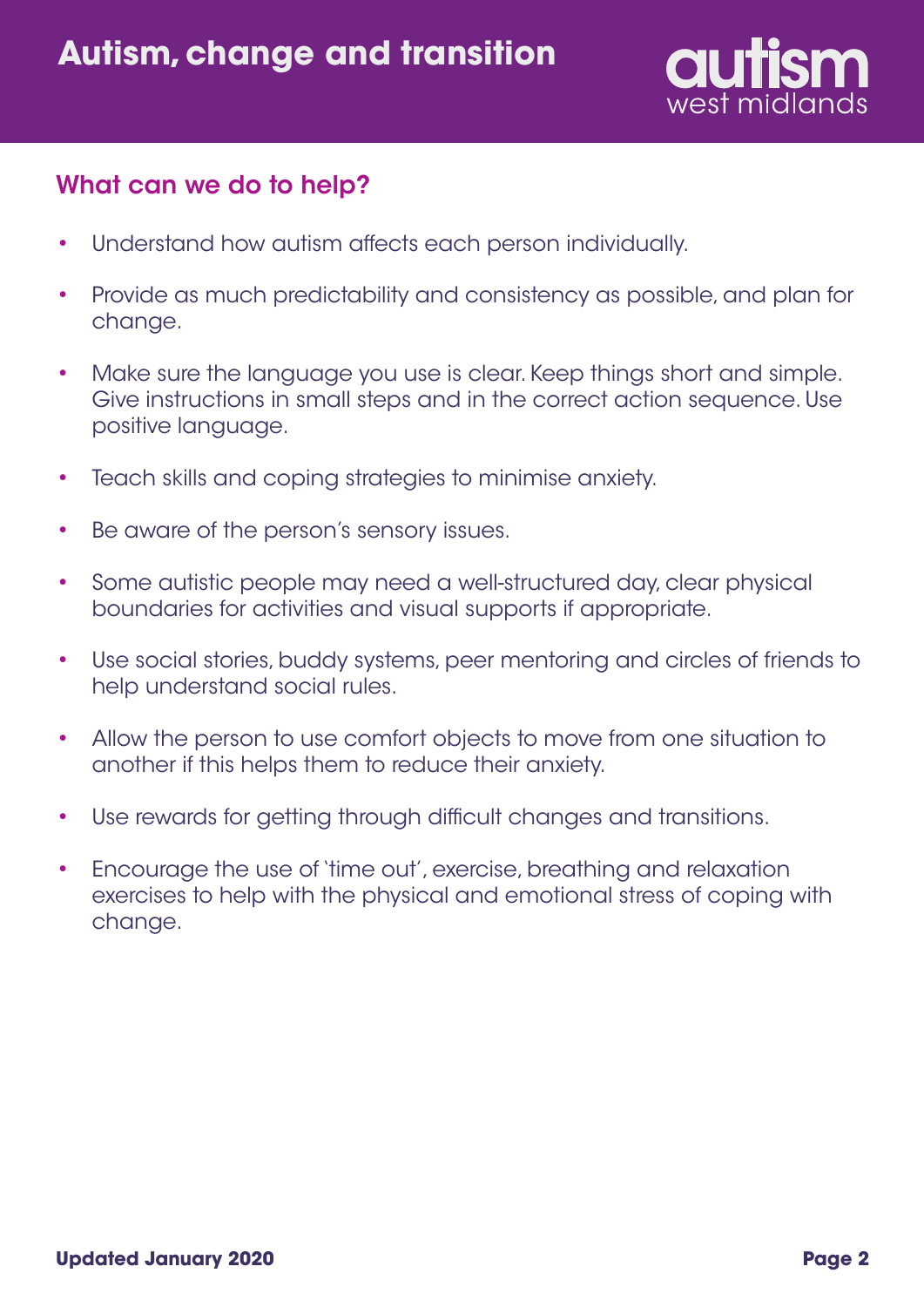## What can we do to help?

- Understand how autism affects each person individually.
- Provide as much predictability and consistency as possible, and plan for change.
- Make sure the language you use is clear. Keep things short and simple. Give instructions in small steps and in the correct action sequence. Use positive language.
- Teach skills and coping strategies to minimise anxiety.
- Be aware of the person's sensory issues.
- Some autistic people may need a well-structured day, clear physical boundaries for activities and visual supports if appropriate.
- Use social stories, buddy systems, peer mentoring and circles of friends to help understand social rules.
- Allow the person to use comfort objects to move from one situation to another if this helps them to reduce their anxiety.
- Use rewards for getting through difficult changes and transitions.
- Encourage the use of 'time out', exercise, breathing and relaxation exercises to help with the physical and emotional stress of coping with change.

**Updated January 2020**